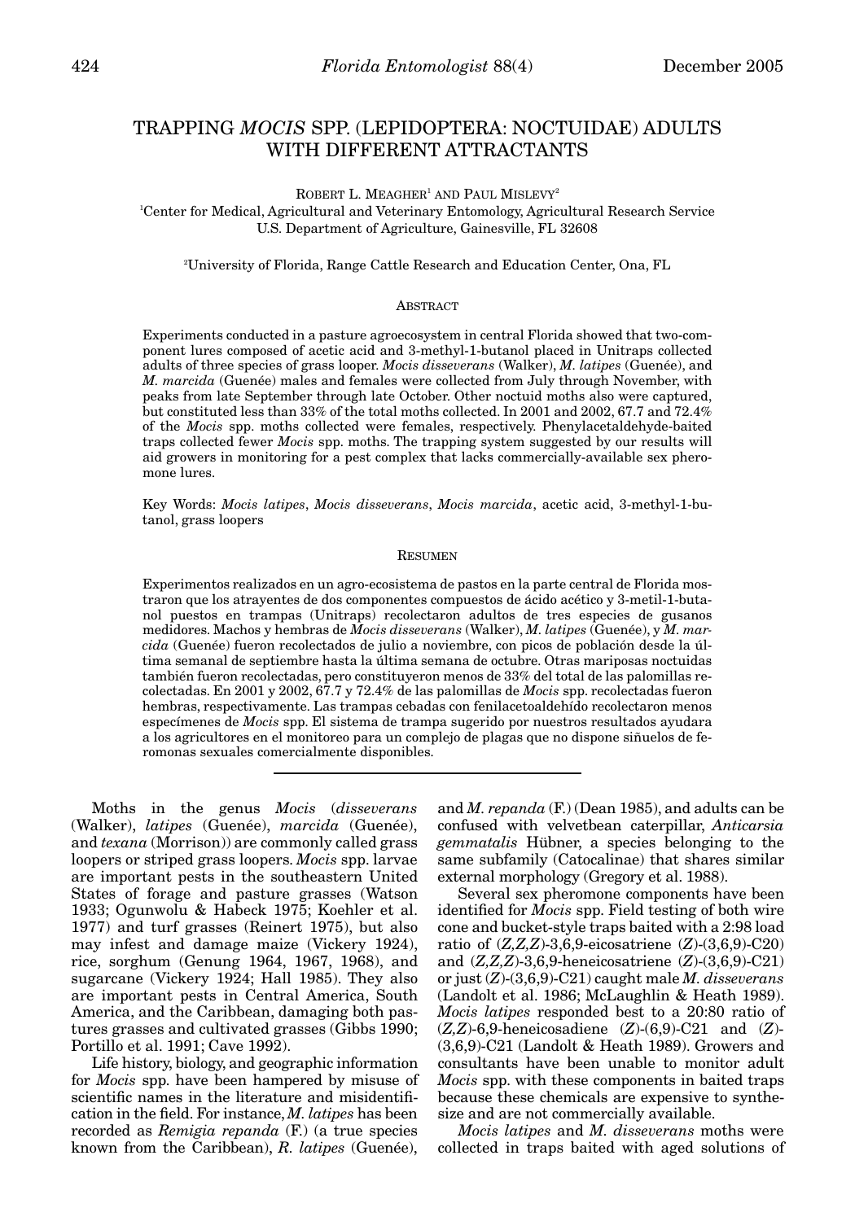# TRAPPING *MOCIS* SPP. (LEPIDOPTERA: NOCTUIDAE) ADULTS WITH DIFFERENT ATTRACTANTS

ROBERT L. MEAGHER[1] AND PAUL MISLEVY[2]

[1]Center for Medical, Agricultural and Veterinary Entomology, Agricultural Research Service U.S. Department of Agriculture, Gainesville, FL 32608

[2]University of Florida, Range Cattle Research and Education Center, Ona, FL

## ABSTRACT

Experiments conducted in a pasture agroecosystem in central Florida showed that two-component lures composed of acetic acid and 3-methyl-1-butanol placed in Unitraps collected adults of three species of grass looper. *Mocis disseverans* (Walker), *M. latipes* (Guenée), and *M. marcida* (Guenée) males and females were collected from July through November, with peaks from late September through late October. Other noctuid moths also were captured, but constituted less than 33% of the total moths collected. In 2001 and 2002, 67.7 and 72.4% of the *Mocis* spp. moths collected were females, respectively. Phenylacetaldehyde-baited traps collected fewer *Mocis* spp. moths. The trapping system suggested by our results will aid growers in monitoring for a pest complex that lacks commercially-available sex pheromone lures.

Key Words: *Mocis latipes*, *Mocis disseverans*, *Mocis marcida*, acetic acid, 3-methyl-1-butanol, grass loopers

## RESUMEN

Experimentos realizados en un agro-ecosistema de pastos en la parte central de Florida mostraron que los atrayentes de dos componentes compuestos de ácido acético y 3-metil-1-butanol puestos en trampas (Unitraps) recolectaron adultos de tres especies de gusanos medidores. Machos y hembras de *Mocis disseverans* (Walker), *M. latipes* (Guenée), y *M. marcida* (Guenée) fueron recolectados de julio a noviembre, con picos de población desde la última semanal de septiembre hasta la última semana de octubre. Otras mariposas noctuidas también fueron recolectadas, pero constituyeron menos de 33% del total de las palomillas recolectadas. En 2001 y 2002, 67.7 y 72.4% de las palomillas de *Mocis* spp. recolectadas fueron hembras, respectivamente. Las trampas cebadas con fenilacetoaldehído recolectaron menos especímenes de *Mocis* spp. El sistema de trampa sugerido por nuestros resultados ayudara a los agricultores en el monitoreo para un complejo de plagas que no dispone siñuelos de feromonas sexuales comercialmente disponibles.

---

Moths in the genus *Mocis* (*disseverans* (Walker), *latipes* (Guenée), *marcida* (Guenée), and *texana* (Morrison)) are commonly called grass loopers or striped grass loopers. *Mocis* spp. larvae are important pests in the southeastern United States of forage and pasture grasses (Watson 1933; Ogunwolu & Habeck 1975; Koehler et al. 1977) and turf grasses (Reinert 1975), but also may infest and damage maize (Vickery 1924), rice, sorghum (Genung 1964, 1967, 1968), and sugarcane (Vickery 1924; Hall 1985). They also are important pests in Central America, South America, and the Caribbean, damaging both pastures grasses and cultivated grasses (Gibbs 1990; Portillo et al. 1991; Cave 1992).

Life history, biology, and geographic information for *Mocis* spp. have been hampered by misuse of scientific names in the literature and misidentification in the field. For instance, *M. latipes* has been recorded as *Remigia repanda* (F.) (a true species known from the Caribbean), *R. latipes* (Guenée), and *M. repanda* (F.) (Dean 1985), and adults can be confused with velvetbean caterpillar, *Anticarsia gemmatalis* Hübner, a species belonging to the same subfamily (Catocalinae) that shares similar external morphology (Gregory et al. 1988).

Several sex pheromone components have been identified for *Mocis* spp. Field testing of both wire cone and bucket-style traps baited with a 2:98 load ratio of (*Z,Z,Z*)-3,6,9-eicosatriene (*Z*)-(3,6,9)-C20) and (*Z,Z,Z*)-3,6,9-heneicosatriene (*Z*)-(3,6,9)-C21) or just (*Z*)-(3,6,9)-C21) caught male *M. disseverans* (Landolt et al. 1986; McLaughlin & Heath 1989). *Mocis latipes* responded best to a 20:80 ratio of (*Z,Z*)-6,9-heneicosadiene (*Z*)-(6,9)-C21 and (*Z*)-(3,6,9)-C21 (Landolt & Heath 1989). Growers and consultants have been unable to monitor adult *Mocis* spp. with these components in baited traps because these chemicals are expensive to synthesize and are not commercially available.

*Mocis latipes* and *M. disseverans* moths were collected in traps baited with aged solutions of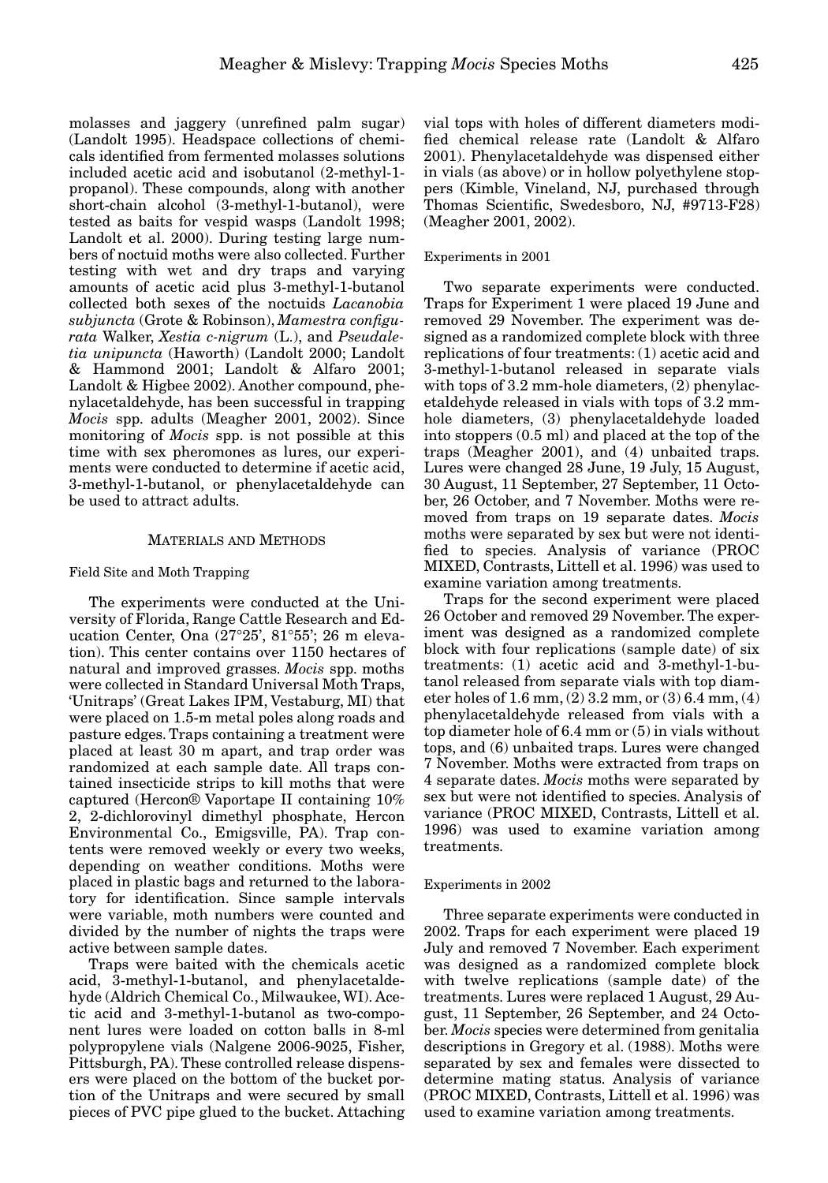molasses and jaggery (unrefined palm sugar) (Landolt 1995). Headspace collections of chemicals identified from fermented molasses solutions included acetic acid and isobutanol (2-methyl-1-propanol). These compounds, along with another short-chain alcohol (3-methyl-1-butanol), were tested as baits for vespid wasps (Landolt 1998; Landolt et al. 2000). During testing large numbers of noctuid moths were also collected. Further testing with wet and dry traps and varying amounts of acetic acid plus 3-methyl-1-butanol collected both sexes of the noctuids *Lacanobia subjuncta* (Grote & Robinson), *Mamestra configurata* Walker, *Xestia c-nigrum* (L.), and *Pseudaletia unipuncta* (Haworth) (Landolt 2000; Landolt & Hammond 2001; Landolt & Alfaro 2001; Landolt & Higbee 2002). Another compound, phenylacetaldehyde, has been successful in trapping *Mocis* spp. adults (Meagher 2001, 2002). Since monitoring of *Mocis* spp. is not possible at this time with sex pheromones as lures, our experiments were conducted to determine if acetic acid, 3-methyl-1-butanol, or phenylacetaldehyde can be used to attract adults.

## MATERIALS AND METHODS

### Field Site and Moth Trapping

The experiments were conducted at the University of Florida, Range Cattle Research and Education Center, Ona (27°25', 81°55'; 26 m elevation). This center contains over 1150 hectares of natural and improved grasses. *Mocis* spp. moths were collected in Standard Universal Moth Traps, 'Unitraps' (Great Lakes IPM, Vestaburg, MI) that were placed on 1.5-m metal poles along roads and pasture edges. Traps containing a treatment were placed at least 30 m apart, and trap order was randomized at each sample date. All traps contained insecticide strips to kill moths that were captured (Hercon® Vaportape II containing 10% 2, 2-dichlorovinyl dimethyl phosphate, Hercon Environmental Co., Emigsville, PA). Trap contents were removed weekly or every two weeks, depending on weather conditions. Moths were placed in plastic bags and returned to the laboratory for identification. Since sample intervals were variable, moth numbers were counted and divided by the number of nights the traps were active between sample dates.

Traps were baited with the chemicals acetic acid, 3-methyl-1-butanol, and phenylacetaldehyde (Aldrich Chemical Co., Milwaukee, WI). Acetic acid and 3-methyl-1-butanol as two-component lures were loaded on cotton balls in 8-ml polypropylene vials (Nalgene 2006-9025, Fisher, Pittsburgh, PA). These controlled release dispensers were placed on the bottom of the bucket portion of the Unitraps and were secured by small pieces of PVC pipe glued to the bucket. Attaching vial tops with holes of different diameters modified chemical release rate (Landolt & Alfaro 2001). Phenylacetaldehyde was dispensed either in vials (as above) or in hollow polyethylene stoppers (Kimble, Vineland, NJ, purchased through Thomas Scientific, Swedesboro, NJ, #9713-F28) (Meagher 2001, 2002).

### Experiments in 2001

Two separate experiments were conducted. Traps for Experiment 1 were placed 19 June and removed 29 November. The experiment was designed as a randomized complete block with three replications of four treatments: (1) acetic acid and 3-methyl-1-butanol released in separate vials with tops of 3.2 mm-hole diameters, (2) phenylacetaldehyde released in vials with tops of 3.2 mm-hole diameters, (3) phenylacetaldehyde loaded into stoppers (0.5 ml) and placed at the top of the traps (Meagher 2001), and (4) unbaited traps. Lures were changed 28 June, 19 July, 15 August, 30 August, 11 September, 27 September, 11 October, 26 October, and 7 November. Moths were removed from traps on 19 separate dates. *Mocis* moths were separated by sex but were not identified to species. Analysis of variance (PROC MIXED, Contrasts, Littell et al. 1996) was used to examine variation among treatments.

Traps for the second experiment were placed 26 October and removed 29 November. The experiment was designed as a randomized complete block with four replications (sample date) of six treatments: (1) acetic acid and 3-methyl-1-butanol released from separate vials with top diameter holes of 1.6 mm, (2) 3.2 mm, or (3) 6.4 mm, (4) phenylacetaldehyde released from vials with a top diameter hole of 6.4 mm or (5) in vials without tops, and (6) unbaited traps. Lures were changed 7 November. Moths were extracted from traps on 4 separate dates. *Mocis* moths were separated by sex but were not identified to species. Analysis of variance (PROC MIXED, Contrasts, Littell et al. 1996) was used to examine variation among treatments.

### Experiments in 2002

Three separate experiments were conducted in 2002. Traps for each experiment were placed 19 July and removed 7 November. Each experiment was designed as a randomized complete block with twelve replications (sample date) of the treatments. Lures were replaced 1 August, 29 August, 11 September, 26 September, and 24 October. *Mocis* species were determined from genitalia descriptions in Gregory et al. (1988). Moths were separated by sex and females were dissected to determine mating status. Analysis of variance (PROC MIXED, Contrasts, Littell et al. 1996) was used to examine variation among treatments.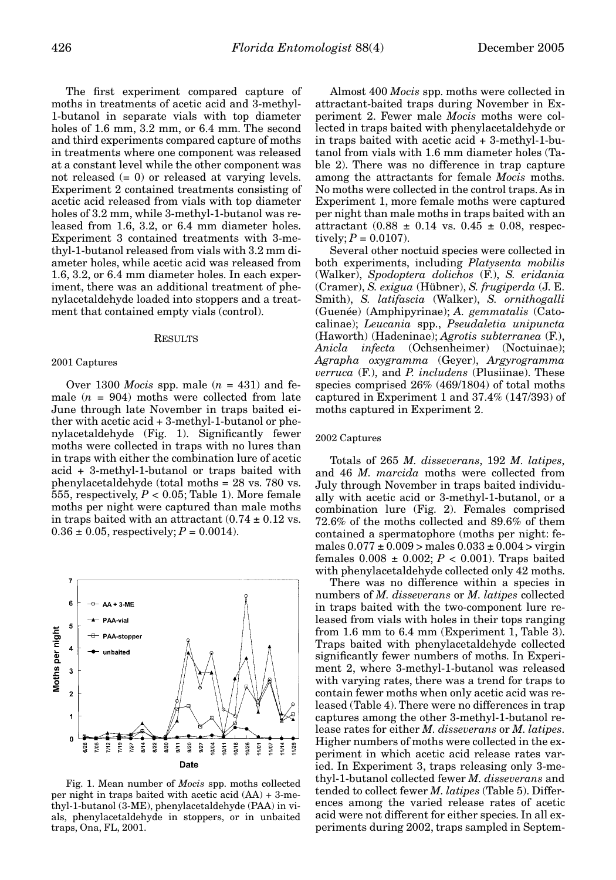The first experiment compared capture of moths in treatments of acetic acid and 3-methyl-1-butanol in separate vials with top diameter holes of 1.6 mm, 3.2 mm, or 6.4 mm. The second and third experiments compared capture of moths in treatments where one component was released at a constant level while the other component was not released (= 0) or released at varying levels. Experiment 2 contained treatments consisting of acetic acid released from vials with top diameter holes of 3.2 mm, while 3-methyl-1-butanol was released from 1.6, 3.2, or 6.4 mm diameter holes. Experiment 3 contained treatments with 3-methyl-1-butanol released from vials with 3.2 mm diameter holes, while acetic acid was released from 1.6, 3.2, or 6.4 mm diameter holes. In each experiment, there was an additional treatment of phenylacetaldehyde loaded into stoppers and a treatment that contained empty vials (control).

## RESULTS

### 2001 Captures

Over 1300 *Mocis* spp. male ($n$ = 431) and female ($n$ = 904) moths were collected from late June through late November in traps baited either with acetic acid + 3-methyl-1-butanol or phenylacetaldehyde (Fig. 1). Significantly fewer moths were collected in traps with no lures than in traps with either the combination lure of acetic acid + 3-methyl-1-butanol or traps baited with phenylacetaldehyde (total moths = 28 vs. 780 vs. 555, respectively, $P < 0.05$; Table 1). More female moths per night were captured than male moths in traps baited with an attractant ($0.74 \pm 0.12$ vs. $0.36 \pm 0.05$, respectively; $P = 0.0014$).

Fig. 1. Mean number of *Mocis* spp. moths collected per night in traps baited with acetic acid (AA) + 3-methyl-1-butanol (3-ME), phenylacetaldehyde (PAA) in vials, phenylacetaldehyde in stoppers, or in unbaited traps, Ona, FL, 2001.

Almost 400 *Mocis* spp. moths were collected in attractant-baited traps during November in Experiment 2. Fewer male *Mocis* moths were collected in traps baited with phenylacetaldehyde or in traps baited with acetic acid + 3-methyl-1-butanol from vials with 1.6 mm diameter holes (Table 2). There was no difference in trap capture among the attractants for female *Mocis* moths. No moths were collected in the control traps. As in Experiment 1, more female moths were captured per night than male moths in traps baited with an attractant ($0.88 \pm 0.14$ vs. $0.45 \pm 0.08$, respectively; $P = 0.0107$).

Several other noctuid species were collected in both experiments, including *Platysenta mobilis* (Walker), *Spodoptera dolichos* (F.), *S. eridania* (Cramer), *S. exigua* (Hübner), *S. frugiperda* (J. E. Smith), *S. latifascia* (Walker), *S. ornithogalli* (Guenée) (Amphipyrinae); *A. gemmatalis* (Catocalinae); *Leucania* spp., *Pseudaletia unipuncta* (Haworth) (Hadeninae); *Agrotis subterranea* (F.), *Anicla infecta* (Ochsenheimer) (Noctuinae); *Agrapha oxygramma* (Geyer), *Argyrogramma verruca* (F.), and *P. includens* (Plusiinae). These species comprised 26% (469/1804) of total moths captured in Experiment 1 and 37.4% (147/393) of moths captured in Experiment 2.

### 2002 Captures

Totals of 265 *M. disseverans*, 192 *M. latipes*, and 46 *M. marcida* moths were collected from July through November in traps baited individually with acetic acid or 3-methyl-1-butanol, or a combination lure (Fig. 2). Females comprised 72.6% of the moths collected and 89.6% of them contained a spermatophore (moths per night: females $0.077 \pm 0.009$ > males $0.033 \pm 0.004$ > virgin females $0.008 \pm 0.002$; $P < 0.001$). Traps baited with phenylacetaldehyde collected only 42 moths.

There was no difference within a species in numbers of *M. disseverans* or *M. latipes* collected in traps baited with the two-component lure released from vials with holes in their tops ranging from 1.6 mm to 6.4 mm (Experiment 1, Table 3). Traps baited with phenylacetaldehyde collected significantly fewer numbers of moths. In Experiment 2, where 3-methyl-1-butanol was released with varying rates, there was a trend for traps to contain fewer moths when only acetic acid was released (Table 4). There were no differences in trap captures among the other 3-methyl-1-butanol release rates for either *M. disseverans* or *M. latipes*. Higher numbers of moths were collected in the experiment in which acetic acid release rates varied. In Experiment 3, traps releasing only 3-methyl-1-butanol collected fewer *M. disseverans* and tended to collect fewer *M. latipes* (Table 5). Differences among the varied release rates of acetic acid were not different for either species. In all experiments during 2002, traps sampled in Septem-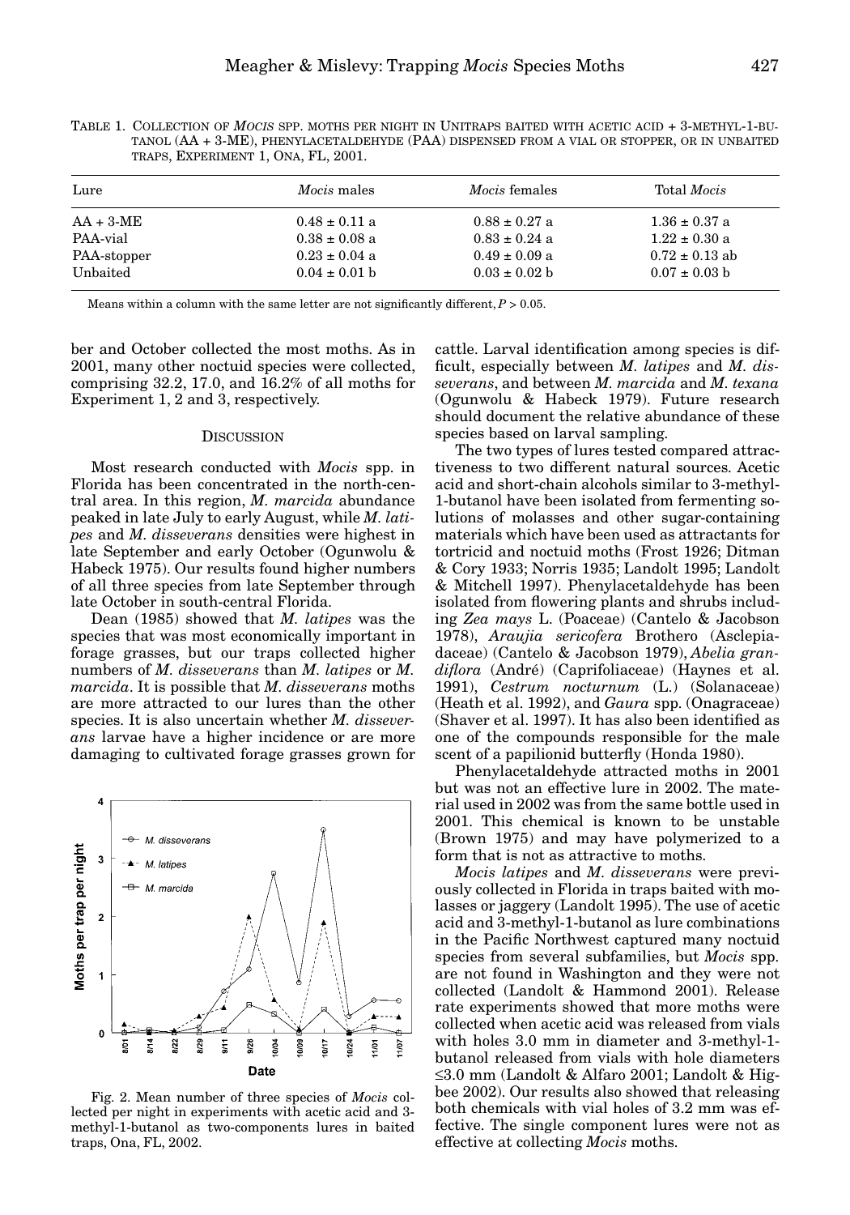TABLE 1. COLLECTION OF *MOCIS* SPP. MOTHS PER NIGHT IN UNITRAPS BAITED WITH ACETIC ACID + 3-METHYL-1-BUTANOL (AA + 3-ME), PHENYLACETALDEHYDE (PAA) DISPENSED FROM A VIAL OR STOPPER, OR IN UNBAITED TRAPS, EXPERIMENT 1, ONA, FL, 2001.

| Lure | *Mocis* males | *Mocis* females | Total *Mocis* |
|---|---|---|---|
| AA + 3-ME | 0.48 ± 0.11 a | 0.88 ± 0.27 a | 1.36 ± 0.37 a |
| PAA-vial | 0.38 ± 0.08 a | 0.83 ± 0.24 a | 1.22 ± 0.30 a |
| PAA-stopper | 0.23 ± 0.04 a | 0.49 ± 0.09 a | 0.72 ± 0.13 ab |
| Unbaited | 0.04 ± 0.01 b | 0.03 ± 0.02 b | 0.07 ± 0.03 b |

Means within a column with the same letter are not significantly different, $P > 0.05$.

ber and October collected the most moths. As in 2001, many other noctuid species were collected, comprising 32.2, 17.0, and 16.2% of all moths for Experiment 1, 2 and 3, respectively.

## DISCUSSION

Most research conducted with *Mocis* spp. in Florida has been concentrated in the north-central area. In this region, *M. marcida* abundance peaked in late July to early August, while *M. latipes* and *M. disseverans* densities were highest in late September and early October (Ogunwolu & Habeck 1975). Our results found higher numbers of all three species from late September through late October in south-central Florida.

Dean (1985) showed that *M. latipes* was the species that was most economically important in forage grasses, but our traps collected higher numbers of *M. disseverans* than *M. latipes* or *M. marcida*. It is possible that *M. disseverans* moths are more attracted to our lures than the other species. It is also uncertain whether *M. disseverans* larvae have a higher incidence or are more damaging to cultivated forage grasses grown for cattle. Larval identification among species is difficult, especially between *M. latipes* and *M. disseverans*, and between *M. marcida* and *M. texana* (Ogunwolu & Habeck 1979). Future research should document the relative abundance of these species based on larval sampling.

Fig. 2. Mean number of three species of *Mocis* collected per night in experiments with acetic acid and 3-methyl-1-butanol as two-components lures in baited traps, Ona, FL, 2002.

The two types of lures tested compared attractiveness to two different natural sources. Acetic acid and short-chain alcohols similar to 3-methyl-1-butanol have been isolated from fermenting solutions of molasses and other sugar-containing materials which have been used as attractants for tortricid and noctuid moths (Frost 1926; Ditman & Cory 1933; Norris 1935; Landolt 1995; Landolt & Mitchell 1997). Phenylacetaldehyde has been isolated from flowering plants and shrubs including *Zea mays* L. (Poaceae) (Cantelo & Jacobson 1978), *Araujia sericofera* Brothero (Asclepiadaceae) (Cantelo & Jacobson 1979), *Abelia grandiflora* (André) (Caprifoliaceae) (Haynes et al. 1991), *Cestrum nocturnum* (L.) (Solanaceae) (Heath et al. 1992), and *Gaura* spp. (Onagraceae) (Shaver et al. 1997). It has also been identified as one of the compounds responsible for the male scent of a papilionid butterfly (Honda 1980).

Phenylacetaldehyde attracted moths in 2001 but was not an effective lure in 2002. The material used in 2002 was from the same bottle used in 2001. This chemical is known to be unstable (Brown 1975) and may have polymerized to a form that is not as attractive to moths.

*Mocis latipes* and *M. disseverans* were previously collected in Florida in traps baited with molasses or jaggery (Landolt 1995). The use of acetic acid and 3-methyl-1-butanol as lure combinations in the Pacific Northwest captured many noctuid species from several subfamilies, but *Mocis* spp. are not found in Washington and they were not collected (Landolt & Hammond 2001). Release rate experiments showed that more moths were collected when acetic acid was released from vials with holes 3.0 mm in diameter and 3-methyl-1-butanol released from vials with hole diameters ≤3.0 mm (Landolt & Alfaro 2001; Landolt & Higbee 2002). Our results also showed that releasing both chemicals with vial holes of 3.2 mm was effective. The single component lures were not as effective at collecting *Mocis* moths.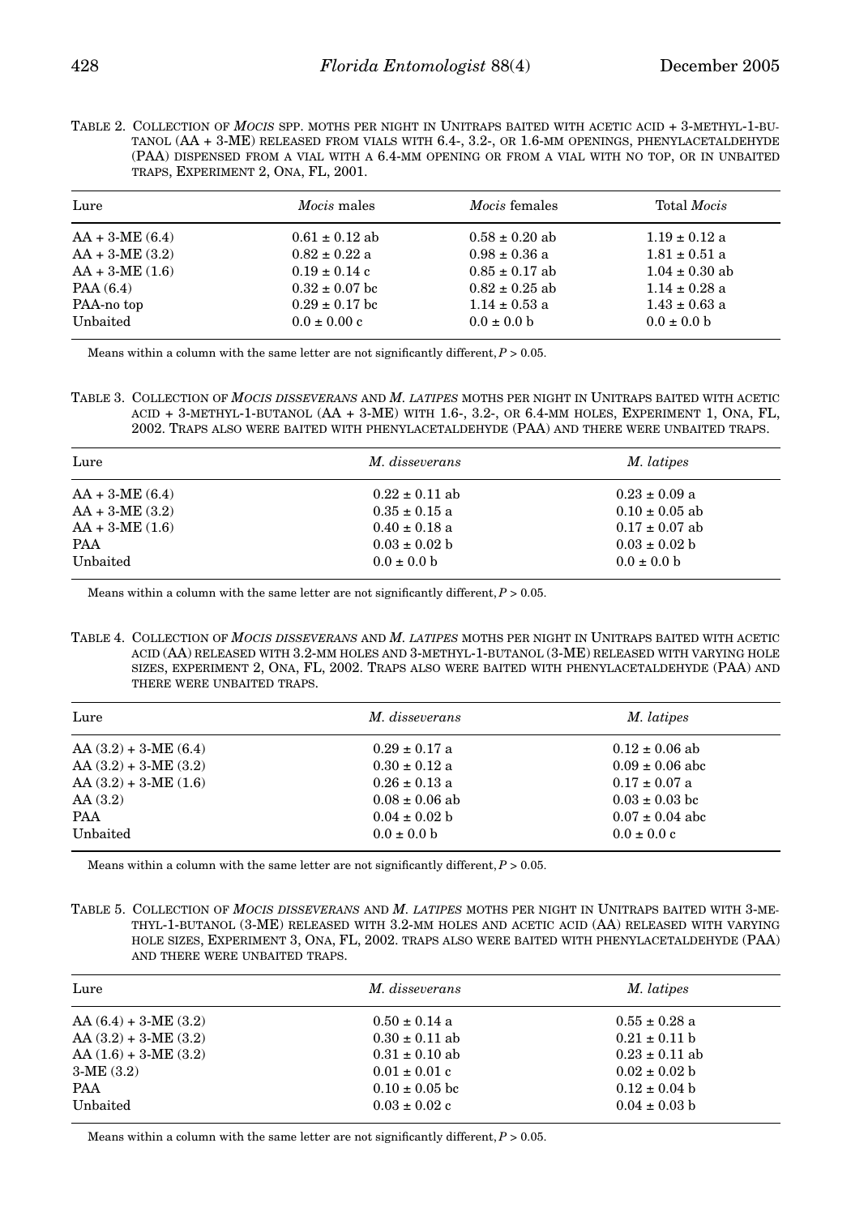TABLE 2. COLLECTION OF *MOCIS* SPP. MOTHS PER NIGHT IN UNITRAPS BAITED WITH ACETIC ACID + 3-METHYL-1-BUTANOL (AA + 3-ME) RELEASED FROM VIALS WITH 6.4-, 3.2-, OR 1.6-MM OPENINGS, PHENYLACETALDEHYDE (PAA) DISPENSED FROM A VIAL WITH A 6.4-MM OPENING OR FROM A VIAL WITH NO TOP, OR IN UNBAITED TRAPS, EXPERIMENT 2, ONA, FL, 2001.

| Lure | *Mocis* males | *Mocis* females | Total *Mocis* |
|---|---|---|---|
| AA + 3-ME (6.4) | 0.61 ± 0.12 ab | 0.58 ± 0.20 ab | 1.19 ± 0.12 a |
| AA + 3-ME (3.2) | 0.82 ± 0.22 a | 0.98 ± 0.36 a | 1.81 ± 0.51 a |
| AA + 3-ME (1.6) | 0.19 ± 0.14 c | 0.85 ± 0.17 ab | 1.04 ± 0.30 ab |
| PAA (6.4) | 0.32 ± 0.07 bc | 0.82 ± 0.25 ab | 1.14 ± 0.28 a |
| PAA-no top | 0.29 ± 0.17 bc | 1.14 ± 0.53 a | 1.43 ± 0.63 a |
| Unbaited | 0.0 ± 0.00 c | 0.0 ± 0.0 b | 0.0 ± 0.0 b |

Means within a column with the same letter are not significantly different, $P > 0.05$.

TABLE 3. COLLECTION OF *MOCIS DISSEVERANS* AND *M. LATIPES* MOTHS PER NIGHT IN UNITRAPS BAITED WITH ACETIC ACID + 3-METHYL-1-BUTANOL (AA + 3-ME) WITH 1.6-, 3.2-, OR 6.4-MM HOLES, EXPERIMENT 1, ONA, FL, 2002. TRAPS ALSO WERE BAITED WITH PHENYLACETALDEHYDE (PAA) AND THERE WERE UNBAITED TRAPS.

| Lure | *M. disseverans* | *M. latipes* |
|---|---|---|
| AA + 3-ME (6.4) | 0.22 ± 0.11 ab | 0.23 ± 0.09 a |
| AA + 3-ME (3.2) | 0.35 ± 0.15 a | 0.10 ± 0.05 ab |
| AA + 3-ME (1.6) | 0.40 ± 0.18 a | 0.17 ± 0.07 ab |
| PAA | 0.03 ± 0.02 b | 0.03 ± 0.02 b |
| Unbaited | 0.0 ± 0.0 b | 0.0 ± 0.0 b |

Means within a column with the same letter are not significantly different, $P > 0.05$.

TABLE 4. COLLECTION OF *MOCIS DISSEVERANS* AND *M. LATIPES* MOTHS PER NIGHT IN UNITRAPS BAITED WITH ACETIC ACID (AA) RELEASED WITH 3.2-MM HOLES AND 3-METHYL-1-BUTANOL (3-ME) RELEASED WITH VARYING HOLE SIZES, EXPERIMENT 2, ONA, FL, 2002. TRAPS ALSO WERE BAITED WITH PHENYLACETALDEHYDE (PAA) AND THERE WERE UNBAITED TRAPS.

| Lure | *M. disseverans* | *M. latipes* |
|---|---|---|
| AA (3.2) + 3-ME (6.4) | 0.29 ± 0.17 a | 0.12 ± 0.06 ab |
| AA (3.2) + 3-ME (3.2) | 0.30 ± 0.12 a | 0.09 ± 0.06 abc |
| AA (3.2) + 3-ME (1.6) | 0.26 ± 0.13 a | 0.17 ± 0.07 a |
| AA (3.2) | 0.08 ± 0.06 ab | 0.03 ± 0.03 bc |
| PAA | 0.04 ± 0.02 b | 0.07 ± 0.04 abc |
| Unbaited | 0.0 ± 0.0 b | 0.0 ± 0.0 c |

Means within a column with the same letter are not significantly different, $P > 0.05$.

TABLE 5. COLLECTION OF *MOCIS DISSEVERANS* AND *M. LATIPES* MOTHS PER NIGHT IN UNITRAPS BAITED WITH 3-METHYL-1-BUTANOL (3-ME) RELEASED WITH 3.2-MM HOLES AND ACETIC ACID (AA) RELEASED WITH VARYING HOLE SIZES, EXPERIMENT 3, ONA, FL, 2002. TRAPS ALSO WERE BAITED WITH PHENYLACETALDEHYDE (PAA) AND THERE WERE UNBAITED TRAPS.

| Lure | *M. disseverans* | *M. latipes* |
|---|---|---|
| AA (6.4) + 3-ME (3.2) | 0.50 ± 0.14 a | 0.55 ± 0.28 a |
| AA (3.2) + 3-ME (3.2) | 0.30 ± 0.11 ab | 0.21 ± 0.11 b |
| AA (1.6) + 3-ME (3.2) | 0.31 ± 0.10 ab | 0.23 ± 0.11 ab |
| 3-ME (3.2) | 0.01 ± 0.01 c | 0.02 ± 0.02 b |
| PAA | 0.10 ± 0.05 bc | 0.12 ± 0.04 b |
| Unbaited | 0.03 ± 0.02 c | 0.04 ± 0.03 b |

Means within a column with the same letter are not significantly different, $P > 0.05$.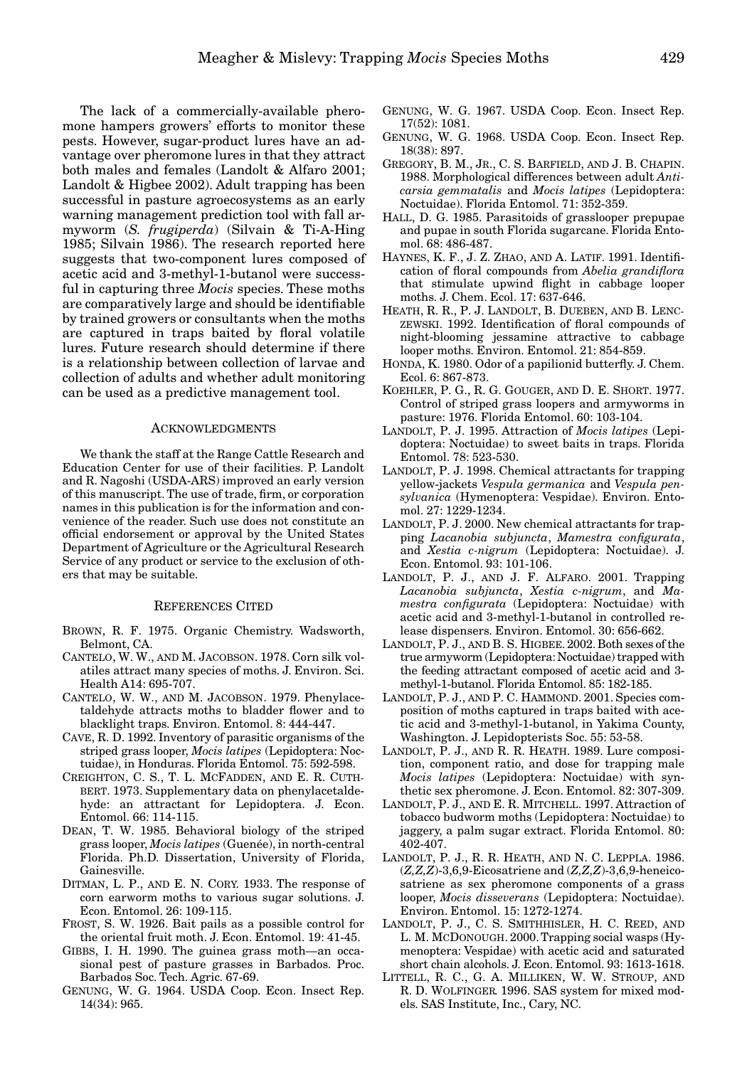The lack of a commercially-available pheromone hampers growers' efforts to monitor these pests. However, sugar-product lures have an advantage over pheromone lures in that they attract both males and females (Landolt & Alfaro 2001; Landolt & Higbee 2002). Adult trapping has been successful in pasture agroecosystems as an early warning management prediction tool with fall armyworm (*S. frugiperda*) (Silvain & Ti-A-Hing 1985; Silvain 1986). The research reported here suggests that two-component lures composed of acetic acid and 3-methyl-1-butanol were successful in capturing three *Mocis* species. These moths are comparatively large and should be identifiable by trained growers or consultants when the moths are captured in traps baited by floral volatile lures. Future research should determine if there is a relationship between collection of larvae and collection of adults and whether adult monitoring can be used as a predictive management tool.

## Acknowledgments

We thank the staff at the Range Cattle Research and Education Center for use of their facilities. P. Landolt and R. Nagoshi (USDA-ARS) improved an early version of this manuscript. The use of trade, firm, or corporation names in this publication is for the information and convenience of the reader. Such use does not constitute an official endorsement or approval by the United States Department of Agriculture or the Agricultural Research Service of any product or service to the exclusion of others that may be suitable.

## References Cited

Brown, R. F. 1975. Organic Chemistry. Wadsworth, Belmont, CA.

Cantelo, W. W., and M. Jacobson. 1978. Corn silk volatiles attract many species of moths. J. Environ. Sci. Health A14: 695-707.

Cantelo, W. W., and M. Jacobson. 1979. Phenylacetaldehyde attracts moths to bladder flower and to blacklight traps. Environ. Entomol. 8: 444-447.

Cave, R. D. 1992. Inventory of parasitic organisms of the striped grass looper, *Mocis latipes* (Lepidoptera: Noctuidae), in Honduras. Florida Entomol. 75: 592-598.

Creighton, C. S., T. L. McFadden, and E. R. Cuthbert. 1973. Supplementary data on phenylacetaldehyde: an attractant for Lepidoptera. J. Econ. Entomol. 66: 114-115.

Dean, T. W. 1985. Behavioral biology of the striped grass looper, *Mocis latipes* (Guenée), in north-central Florida. Ph.D. Dissertation, University of Florida, Gainesville.

Ditman, L. P., and E. N. Cory. 1933. The response of corn earworm moths to various sugar solutions. J. Econ. Entomol. 26: 109-115.

Frost, S. W. 1926. Bait pails as a possible control for the oriental fruit moth. J. Econ. Entomol. 19: 41-45.

Gibbs, I. H. 1990. The guinea grass moth—an occasional pest of pasture grasses in Barbados. Proc. Barbados Soc. Tech. Agric. 67-69.

Genung, W. G. 1964. USDA Coop. Econ. Insect Rep. 14(34): 965.

Genung, W. G. 1967. USDA Coop. Econ. Insect Rep. 17(52): 1081.

Genung, W. G. 1968. USDA Coop. Econ. Insect Rep. 18(38): 897.

Gregory, B. M., Jr., C. S. Barfield, and J. B. Chapin. 1988. Morphological differences between adult *Anticarsia gemmatalis* and *Mocis latipes* (Lepidoptera: Noctuidae). Florida Entomol. 71: 352-359.

Hall, D. G. 1985. Parasitoids of grasslooper prepupae and pupae in south Florida sugarcane. Florida Entomol. 68: 486-487.

Haynes, K. F., J. Z. Zhao, and A. Latif. 1991. Identification of floral compounds from *Abelia grandiflora* that stimulate upwind flight in cabbage looper moths. J. Chem. Ecol. 17: 637-646.

Heath, R. R., P. J. Landolt, B. Dueben, and B. Lenczewski. 1992. Identification of floral compounds of night-blooming jessamine attractive to cabbage looper moths. Environ. Entomol. 21: 854-859.

Honda, K. 1980. Odor of a papilionid butterfly. J. Chem. Ecol. 6: 867-873.

Koehler, P. G., R. G. Gouger, and D. E. Short. 1977. Control of striped grass loopers and armyworms in pasture: 1976. Florida Entomol. 60: 103-104.

Landolt, P. J. 1995. Attraction of *Mocis latipes* (Lepidoptera: Noctuidae) to sweet baits in traps. Florida Entomol. 78: 523-530.

Landolt, P. J. 1998. Chemical attractants for trapping yellow-jackets *Vespula germanica* and *Vespula pensylvanica* (Hymenoptera: Vespidae). Environ. Entomol. 27: 1229-1234.

Landolt, P. J. 2000. New chemical attractants for trapping *Lacanobia subjuncta*, *Mamestra configurata*, and *Xestia c-nigrum* (Lepidoptera: Noctuidae). J. Econ. Entomol. 93: 101-106.

Landolt, P. J., and J. F. Alfaro. 2001. Trapping *Lacanobia subjuncta*, *Xestia c-nigrum*, and *Mamestra configurata* (Lepidoptera: Noctuidae) with acetic acid and 3-methyl-1-butanol in controlled release dispensers. Environ. Entomol. 30: 656-662.

Landolt, P. J., and B. S. Higbee. 2002. Both sexes of the true armyworm (Lepidoptera: Noctuidae) trapped with the feeding attractant composed of acetic acid and 3-methyl-1-butanol. Florida Entomol. 85: 182-185.

Landolt, P. J., and P. C. Hammond. 2001. Species composition of moths captured in traps baited with acetic acid and 3-methyl-1-butanol, in Yakima County, Washington. J. Lepidopterists Soc. 55: 53-58.

Landolt, P. J., and R. R. Heath. 1989. Lure composition, component ratio, and dose for trapping male *Mocis latipes* (Lepidoptera: Noctuidae) with synthetic sex pheromone. J. Econ. Entomol. 82: 307-309.

Landolt, P. J., and E. R. Mitchell. 1997. Attraction of tobacco budworm moths (Lepidoptera: Noctuidae) to jaggery, a palm sugar extract. Florida Entomol. 80: 402-407.

Landolt, P. J., R. R. Heath, and N. C. Leppla. 1986. (*Z,Z,Z*)-3,6,9-Eicosatriene and (*Z,Z,Z*)-3,6,9-heneicosatriene as sex pheromone components of a grass looper, *Mocis disseverans* (Lepidoptera: Noctuidae). Environ. Entomol. 15: 1272-1274.

Landolt, P. J., C. S. Smithhisler, H. C. Reed, and L. M. McDonough. 2000. Trapping social wasps (Hymenoptera: Vespidae) with acetic acid and saturated short chain alcohols. J. Econ. Entomol. 93: 1613-1618.

Littell, R. C., G. A. Milliken, W. W. Stroup, and R. D. Wolfinger. 1996. SAS system for mixed models. SAS Institute, Inc., Cary, NC.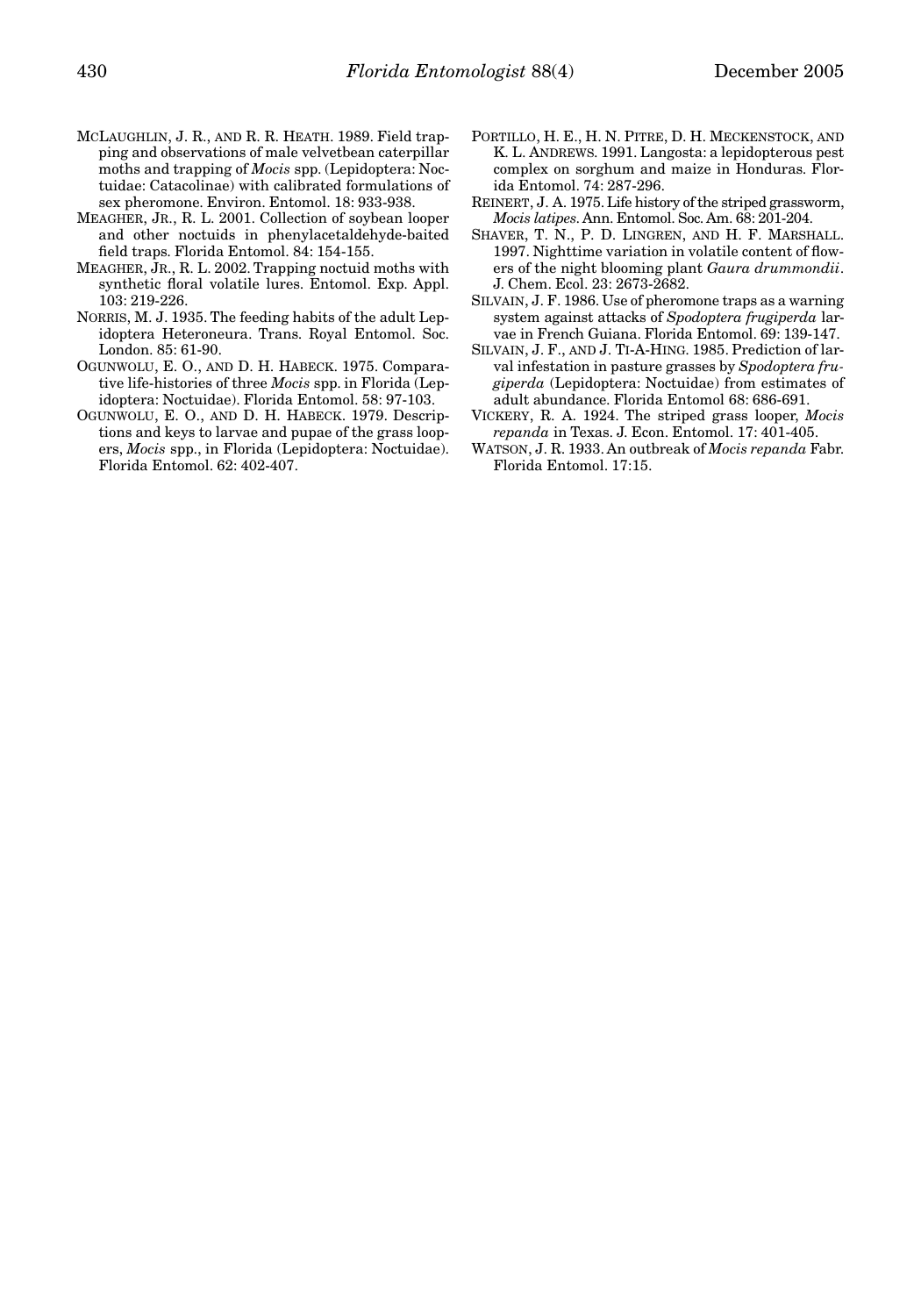McLaughlin, J. R., and R. R. Heath. 1989. Field trapping and observations of male velvetbean caterpillar moths and trapping of *Mocis* spp. (Lepidoptera: Noctuidae: Catacolinae) with calibrated formulations of sex pheromone. Environ. Entomol. 18: 933-938.

Meagher, Jr., R. L. 2001. Collection of soybean looper and other noctuids in phenylacetaldehyde-baited field traps. Florida Entomol. 84: 154-155.

Meagher, Jr., R. L. 2002. Trapping noctuid moths with synthetic floral volatile lures. Entomol. Exp. Appl. 103: 219-226.

Norris, M. J. 1935. The feeding habits of the adult Lepidoptera Heteroneura. Trans. Royal Entomol. Soc. London. 85: 61-90.

Ogunwolu, E. O., and D. H. Habeck. 1975. Comparative life-histories of three *Mocis* spp. in Florida (Lepidoptera: Noctuidae). Florida Entomol. 58: 97-103.

Ogunwolu, E. O., and D. H. Habeck. 1979. Descriptions and keys to larvae and pupae of the grass loopers, *Mocis* spp., in Florida (Lepidoptera: Noctuidae). Florida Entomol. 62: 402-407.

Portillo, H. E., H. N. Pitre, D. H. Meckenstock, and K. L. Andrews. 1991. Langosta: a lepidopterous pest complex on sorghum and maize in Honduras. Florida Entomol. 74: 287-296.

Reinert, J. A. 1975. Life history of the striped grassworm, *Mocis latipes*. Ann. Entomol. Soc. Am. 68: 201-204.

Shaver, T. N., P. D. Lingren, and H. F. Marshall. 1997. Nighttime variation in volatile content of flowers of the night blooming plant *Gaura drummondii*. J. Chem. Ecol. 23: 2673-2682.

Silvain, J. F. 1986. Use of pheromone traps as a warning system against attacks of *Spodoptera frugiperda* larvae in French Guiana. Florida Entomol. 69: 139-147.

Silvain, J. F., and J. Ti-A-Hing. 1985. Prediction of larval infestation in pasture grasses by *Spodoptera frugiperda* (Lepidoptera: Noctuidae) from estimates of adult abundance. Florida Entomol 68: 686-691.

Vickery, R. A. 1924. The striped grass looper, *Mocis repanda* in Texas. J. Econ. Entomol. 17: 401-405.

Watson, J. R. 1933. An outbreak of *Mocis repanda* Fabr. Florida Entomol. 17:15.